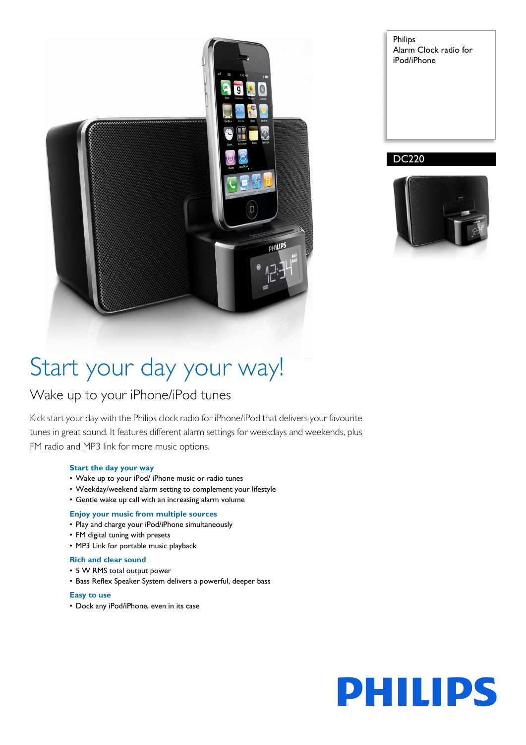Philips
Alarm Clock radio for iPod/iPhone

DC220

# Start your day your way!

## Wake up to your iPhone/iPod tunes

Kick start your day with the Philips clock radio for iPhone/iPod that delivers your favourite tunes in great sound. It features different alarm settings for weekdays and weekends, plus FM radio and MP3 link for more music options.

### Start the day your way

- Wake up to your iPod/ iPhone music or radio tunes
- Weekday/weekend alarm setting to complement your lifestyle
- Gentle wake up call with an increasing alarm volume

### Enjoy your music from multiple sources

- Play and charge your iPod/iPhone simultaneously
- FM digital tuning with presets
- MP3 Link for portable music playback

### Rich and clear sound

- 5 W RMS total output power
- Bass Reflex Speaker System delivers a powerful, deeper bass

### Easy to use

- Dock any iPod/iPhone, even in its case

PHILIPS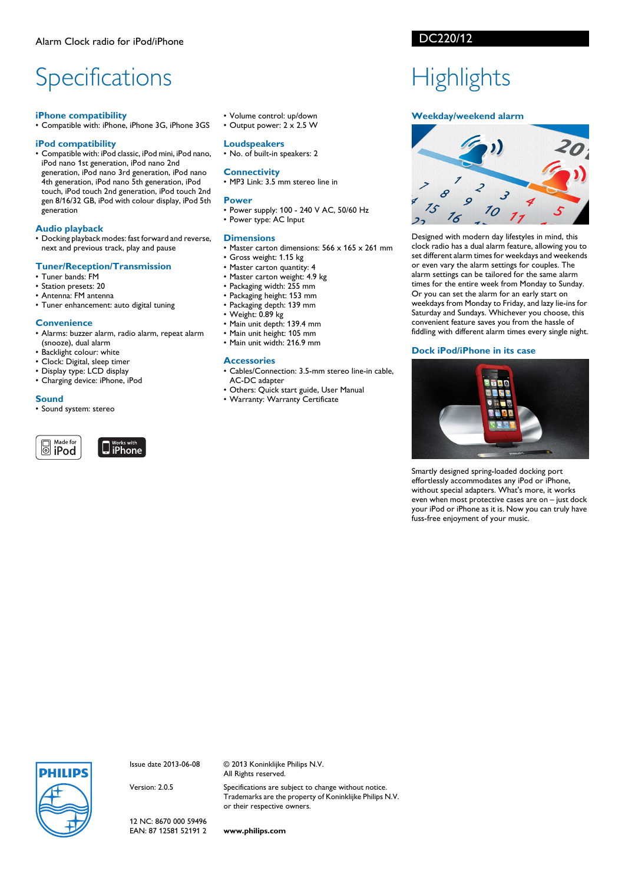Alarm Clock radio for iPod/iPhone

DC220/12

# Specifications

### iPhone compatibility

- Compatible with: iPhone, iPhone 3G, iPhone 3GS

### iPod compatibility

- Compatible with: iPod classic, iPod mini, iPod nano, iPod nano 1st generation, iPod nano 2nd generation, iPod nano 3rd generation, iPod nano 4th generation, iPod nano 5th generation, iPod touch, iPod touch 2nd generation, iPod touch 2nd gen 8/16/32 GB, iPod with colour display, iPod 5th generation

### Audio playback

- Docking playback modes: fast forward and reverse, next and previous track, play and pause

### Tuner/Reception/Transmission

- Tuner bands: FM
- Station presets: 20
- Antenna: FM antenna
- Tuner enhancement: auto digital tuning

### Convenience

- Alarms: buzzer alarm, radio alarm, repeat alarm (snooze), dual alarm
- Backlight colour: white
- Clock: Digital, sleep timer
- Display type: LCD display
- Charging device: iPhone, iPod

### Sound

- Sound system: stereo
- Volume control: up/down
- Output power: 2 x 2.5 W

### Loudspeakers

- No. of built-in speakers: 2

### Connectivity

- MP3 Link: 3.5 mm stereo line in

### Power

- Power supply: 100 - 240 V AC, 50/60 Hz
- Power type: AC Input

### Dimensions

- Master carton dimensions: 566 x 165 x 261 mm
- Gross weight: 1.15 kg
- Master carton quantity: 4
- Master carton weight: 4.9 kg
- Packaging width: 255 mm
- Packaging height: 153 mm
- Packaging depth: 139 mm
- Weight: 0.89 kg
- Main unit depth: 139.4 mm
- Main unit height: 105 mm
- Main unit width: 216.9 mm

### Accessories

- Cables/Connection: 3.5-mm stereo line-in cable, AC-DC adapter
- Others: Quick start guide, User Manual
- Warranty: Warranty Certificate

Made for iPod

Works with iPhone

# Highlights

### Weekday/weekend alarm

Designed with modern day lifestyles in mind, this clock radio has a dual alarm feature, allowing you to set different alarm times for weekdays and weekends or even vary the alarm settings for couples. The alarm settings can be tailored for the same alarm times for the entire week from Monday to Sunday. Or you can set the alarm for an early start on weekdays from Monday to Friday, and lazy lie-ins for Saturday and Sundays. Whichever you choose, this convenient feature saves you from the hassle of fiddling with different alarm times every single night.

### Dock iPod/iPhone in its case

Smartly designed spring-loaded docking port effortlessly accommodates any iPod or iPhone, without special adapters. What's more, it works even when most protective cases are on – just dock your iPod or iPhone as it is. Now you can truly have fuss-free enjoyment of your music.

Issue date 2013-06-08

Version: 2.0.5

12 NC: 8670 000 59496
EAN: 87 12581 52191 2

© 2013 Koninklijke Philips N.V.
All Rights reserved.

Specifications are subject to change without notice. Trademarks are the property of Koninklijke Philips N.V. or their respective owners.

www.philips.com